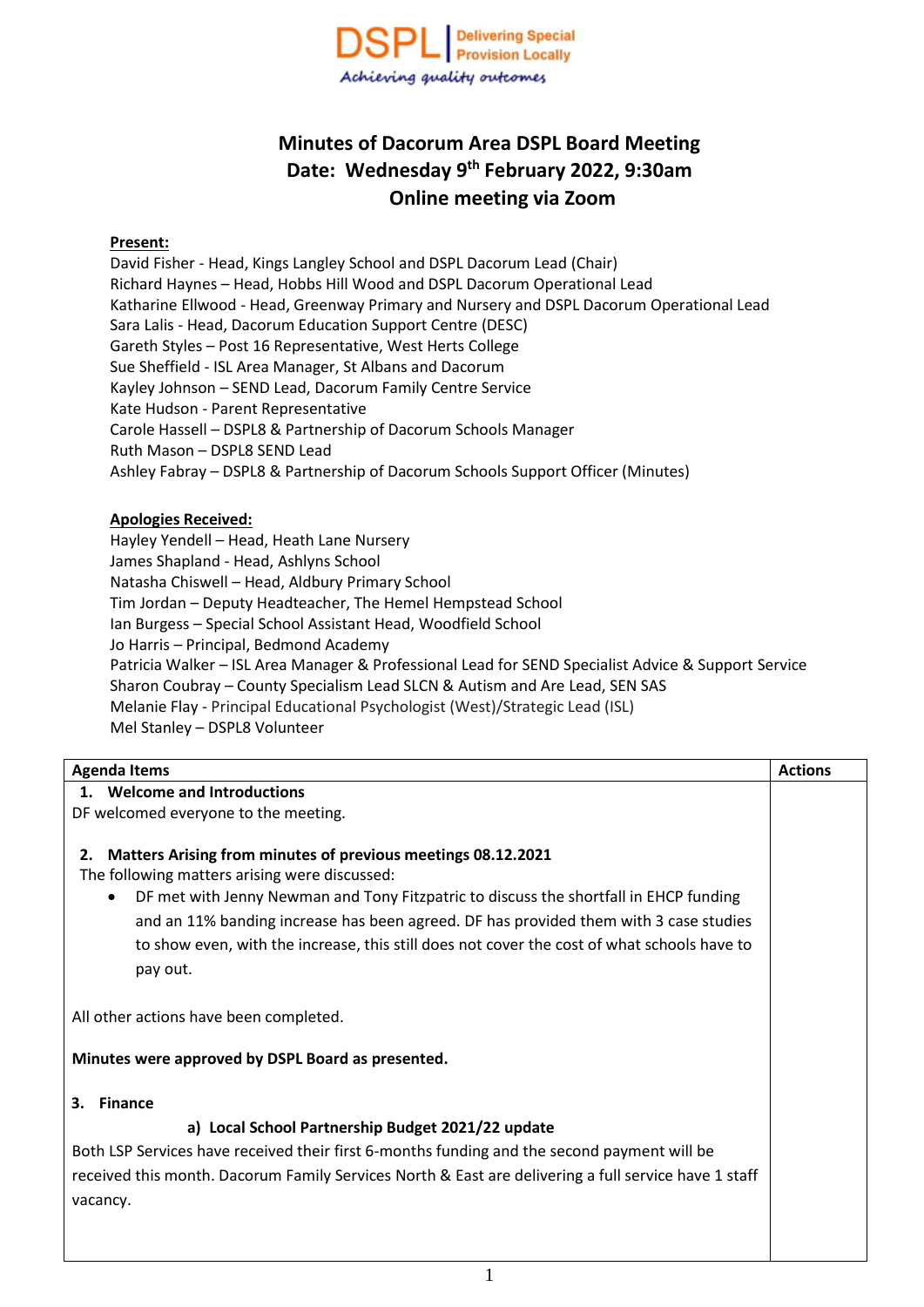DSPL | Delivering Special Provision Locally

*Achieving quality outcomes*

# Minutes of Dacorum Area DSPL Board Meeting
## Date: Wednesday 9th February 2022, 9:30am
## Online meeting via Zoom

**Present:**

David Fisher - Head, Kings Langley School and DSPL Dacorum Lead (Chair)
Richard Haynes – Head, Hobbs Hill Wood and DSPL Dacorum Operational Lead
Katharine Ellwood - Head, Greenway Primary and Nursery and DSPL Dacorum Operational Lead
Sara Lalis - Head, Dacorum Education Support Centre (DESC)
Gareth Styles – Post 16 Representative, West Herts College
Sue Sheffield - ISL Area Manager, St Albans and Dacorum
Kayley Johnson – SEND Lead, Dacorum Family Centre Service
Kate Hudson - Parent Representative
Carole Hassell – DSPL8 & Partnership of Dacorum Schools Manager
Ruth Mason – DSPL8 SEND Lead
Ashley Fabray – DSPL8 & Partnership of Dacorum Schools Support Officer (Minutes)

**Apologies Received:**

Hayley Yendell – Head, Heath Lane Nursery
James Shapland - Head, Ashlyns School
Natasha Chiswell – Head, Aldbury Primary School
Tim Jordan – Deputy Headteacher, The Hemel Hempstead School
Ian Burgess – Special School Assistant Head, Woodfield School
Jo Harris – Principal, Bedmond Academy
Patricia Walker – ISL Area Manager & Professional Lead for SEND Specialist Advice & Support Service
Sharon Coubray – County Specialism Lead SLCN & Autism and Are Lead, SEN SAS
Melanie Flay - Principal Educational Psychologist (West)/Strategic Lead (ISL)
Mel Stanley – DSPL8 Volunteer

| Agenda Items | Actions |
|---|---|
| **1. Welcome and Introductions**<br>DF welcomed everyone to the meeting.<br><br>**2. Matters Arising from minutes of previous meetings 08.12.2021**<br>The following matters arising were discussed:<br>• DF met with Jenny Newman and Tony Fitzpatric to discuss the shortfall in EHCP funding and an 11% banding increase has been agreed. DF has provided them with 3 case studies to show even, with the increase, this still does not cover the cost of what schools have to pay out.<br><br>All other actions have been completed.<br><br>**Minutes were approved by DSPL Board as presented.**<br><br>**3. Finance**<br>**a) Local School Partnership Budget 2021/22 update**<br>Both LSP Services have received their first 6-months funding and the second payment will be received this month. Dacorum Family Services North & East are delivering a full service have 1 staff vacancy. | |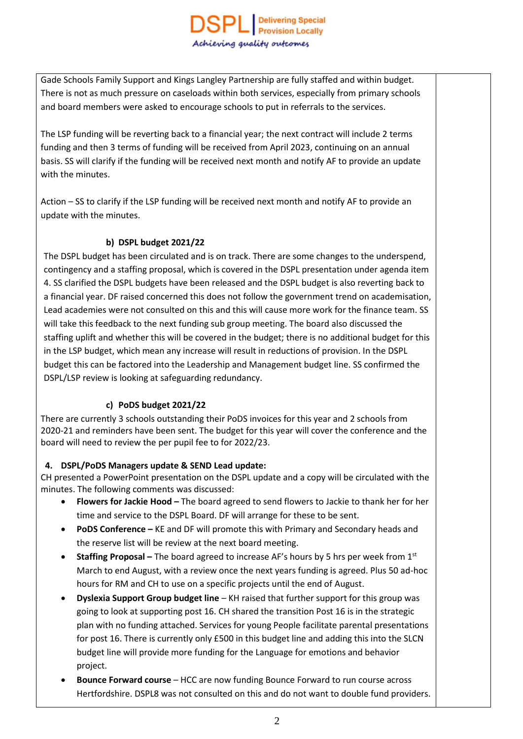Gade Schools Family Support and Kings Langley Partnership are fully staffed and within budget. There is not as much pressure on caseloads within both services, especially from primary schools and board members were asked to encourage schools to put in referrals to the services.

The LSP funding will be reverting back to a financial year; the next contract will include 2 terms funding and then 3 terms of funding will be received from April 2023, continuing on an annual basis. SS will clarify if the funding will be received next month and notify AF to provide an update with the minutes.

Action – SS to clarify if the LSP funding will be received next month and notify AF to provide an update with the minutes.

**b) DSPL budget 2021/22**

The DSPL budget has been circulated and is on track. There are some changes to the underspend, contingency and a staffing proposal, which is covered in the DSPL presentation under agenda item 4. SS clarified the DSPL budgets have been released and the DSPL budget is also reverting back to a financial year. DF raised concerned this does not follow the government trend on academisation, Lead academies were not consulted on this and this will cause more work for the finance team. SS will take this feedback to the next funding sub group meeting. The board also discussed the staffing uplift and whether this will be covered in the budget; there is no additional budget for this in the LSP budget, which mean any increase will result in reductions of provision. In the DSPL budget this can be factored into the Leadership and Management budget line. SS confirmed the DSPL/LSP review is looking at safeguarding redundancy.

**c) PoDS budget 2021/22**

There are currently 3 schools outstanding their PoDS invoices for this year and 2 schools from 2020-21 and reminders have been sent. The budget for this year will cover the conference and the board will need to review the per pupil fee to for 2022/23.

**4. DSPL/PoDS Managers update & SEND Lead update:**

CH presented a PowerPoint presentation on the DSPL update and a copy will be circulated with the minutes. The following comments was discussed:

- **Flowers for Jackie Hood –** The board agreed to send flowers to Jackie to thank her for her time and service to the DSPL Board. DF will arrange for these to be sent.
- **PoDS Conference –** KE and DF will promote this with Primary and Secondary heads and the reserve list will be review at the next board meeting.
- **Staffing Proposal –** The board agreed to increase AF's hours by 5 hrs per week from 1st March to end August, with a review once the next years funding is agreed. Plus 50 ad-hoc hours for RM and CH to use on a specific projects until the end of August.
- **Dyslexia Support Group budget line** – KH raised that further support for this group was going to look at supporting post 16. CH shared the transition Post 16 is in the strategic plan with no funding attached. Services for young People facilitate parental presentations for post 16. There is currently only £500 in this budget line and adding this into the SLCN budget line will provide more funding for the Language for emotions and behavior project.
- **Bounce Forward course** – HCC are now funding Bounce Forward to run course across Hertfordshire. DSPL8 was not consulted on this and do not want to double fund providers.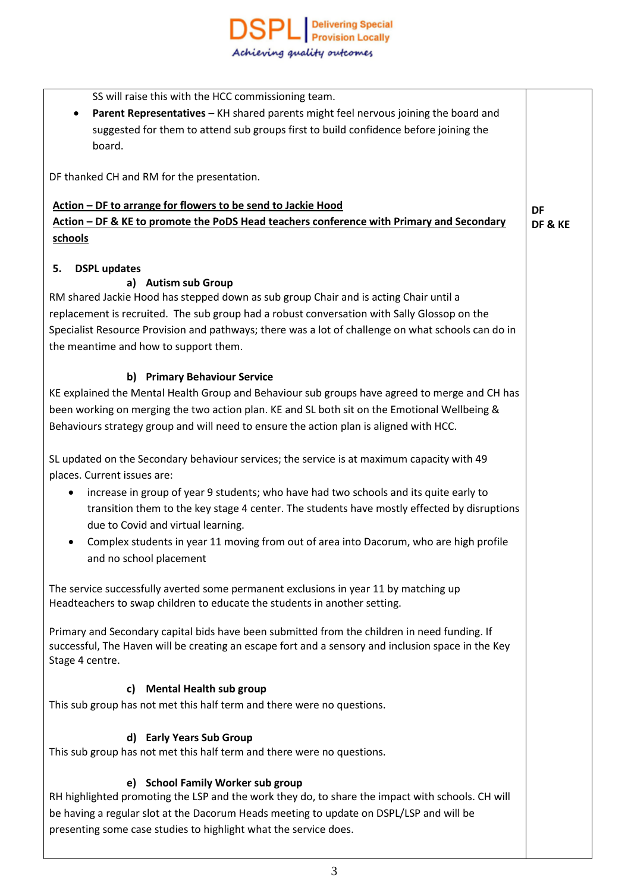SS will raise this with the HCC commissioning team.

- **Parent Representatives** – KH shared parents might feel nervous joining the board and suggested for them to attend sub groups first to build confidence before joining the board.

DF thanked CH and RM for the presentation.

**Action – DF to arrange for flowers to be send to Jackie Hood** — **DF**

**Action – DF & KE to promote the PoDS Head teachers conference with Primary and Secondary schools** — **DF & KE**

**5. DSPL updates**

**a) Autism sub Group**

RM shared Jackie Hood has stepped down as sub group Chair and is acting Chair until a replacement is recruited. The sub group had a robust conversation with Sally Glossop on the Specialist Resource Provision and pathways; there was a lot of challenge on what schools can do in the meantime and how to support them.

**b) Primary Behaviour Service**

KE explained the Mental Health Group and Behaviour sub groups have agreed to merge and CH has been working on merging the two action plan. KE and SL both sit on the Emotional Wellbeing & Behaviours strategy group and will need to ensure the action plan is aligned with HCC.

SL updated on the Secondary behaviour services; the service is at maximum capacity with 49 places. Current issues are:

- increase in group of year 9 students; who have had two schools and its quite early to transition them to the key stage 4 center. The students have mostly effected by disruptions due to Covid and virtual learning.
- Complex students in year 11 moving from out of area into Dacorum, who are high profile and no school placement

The service successfully averted some permanent exclusions in year 11 by matching up Headteachers to swap children to educate the students in another setting.

Primary and Secondary capital bids have been submitted from the children in need funding. If successful, The Haven will be creating an escape fort and a sensory and inclusion space in the Key Stage 4 centre.

**c) Mental Health sub group**

This sub group has not met this half term and there were no questions.

**d) Early Years Sub Group**

This sub group has not met this half term and there were no questions.

**e) School Family Worker sub group**

RH highlighted promoting the LSP and the work they do, to share the impact with schools. CH will be having a regular slot at the Dacorum Heads meeting to update on DSPL/LSP and will be presenting some case studies to highlight what the service does.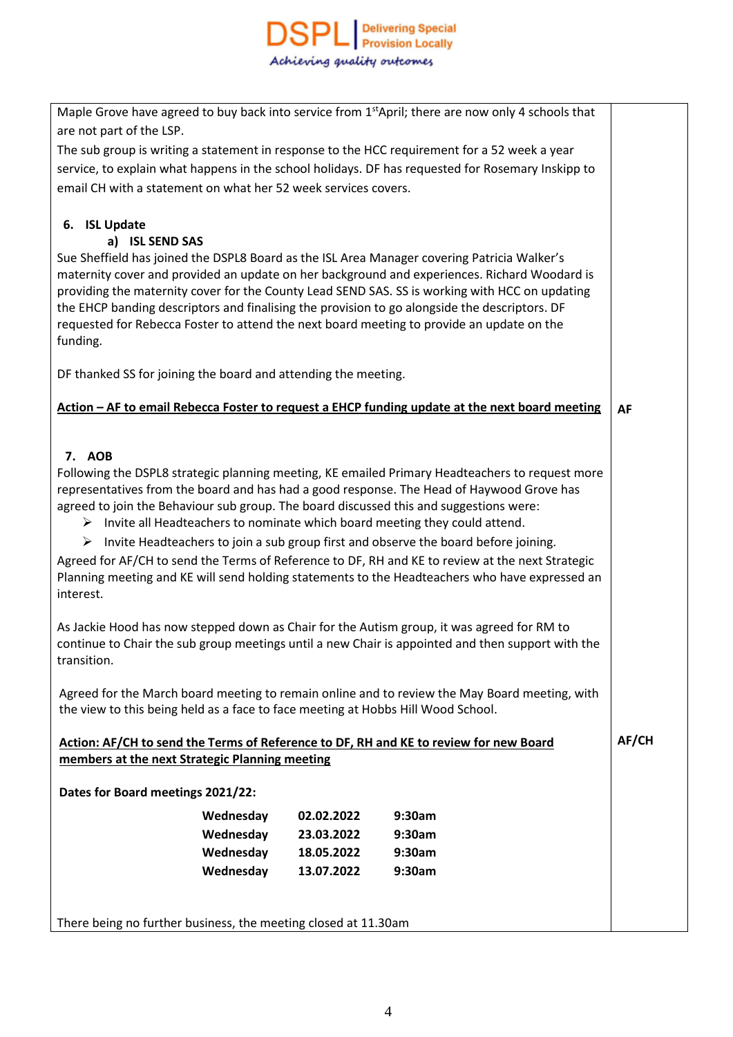Maple Grove have agreed to buy back into service from 1st April; there are now only 4 schools that are not part of the LSP.

The sub group is writing a statement in response to the HCC requirement for a 52 week a year service, to explain what happens in the school holidays. DF has requested for Rosemary Inskipp to email CH with a statement on what her 52 week services covers.

**6. ISL Update**

**a) ISL SEND SAS**

Sue Sheffield has joined the DSPL8 Board as the ISL Area Manager covering Patricia Walker's maternity cover and provided an update on her background and experiences. Richard Woodard is providing the maternity cover for the County Lead SEND SAS. SS is working with HCC on updating the EHCP banding descriptors and finalising the provision to go alongside the descriptors. DF requested for Rebecca Foster to attend the next board meeting to provide an update on the funding.

DF thanked SS for joining the board and attending the meeting.

**Action – AF to email Rebecca Foster to request a EHCP funding update at the next board meeting** — **AF**

**7. AOB**

Following the DSPL8 strategic planning meeting, KE emailed Primary Headteachers to request more representatives from the board and has had a good response. The Head of Haywood Grove has agreed to join the Behaviour sub group. The board discussed this and suggestions were:

- Invite all Headteachers to nominate which board meeting they could attend.
- Invite Headteachers to join a sub group first and observe the board before joining.

Agreed for AF/CH to send the Terms of Reference to DF, RH and KE to review at the next Strategic Planning meeting and KE will send holding statements to the Headteachers who have expressed an interest.

As Jackie Hood has now stepped down as Chair for the Autism group, it was agreed for RM to continue to Chair the sub group meetings until a new Chair is appointed and then support with the transition.

Agreed for the March board meeting to remain online and to review the May Board meeting, with the view to this being held as a face to face meeting at Hobbs Hill Wood School.

**Action: AF/CH to send the Terms of Reference to DF, RH and KE to review for new Board members at the next Strategic Planning meeting** — **AF/CH**

**Dates for Board meetings 2021/22:**

| | | |
|---|---|---|
| **Wednesday** | **02.02.2022** | **9:30am** |
| **Wednesday** | **23.03.2022** | **9:30am** |
| **Wednesday** | **18.05.2022** | **9:30am** |
| **Wednesday** | **13.07.2022** | **9:30am** |

There being no further business, the meeting closed at 11.30am